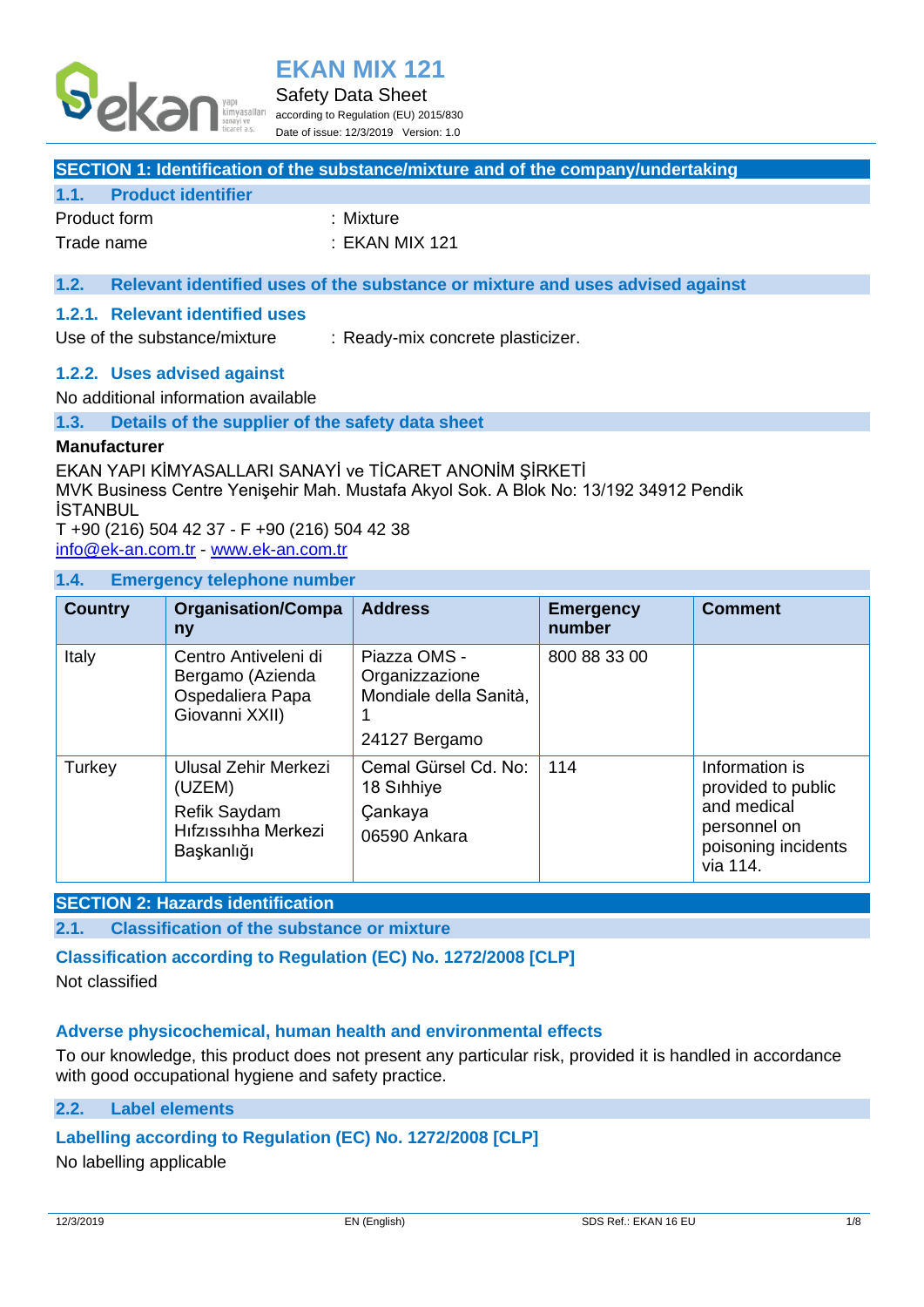# EKAN MIX 121

Safety Data Sheet

according to Regulation (EU) 2015/830

Date of issue: 12/3/2019 Version: 1.0

## SECTION 1: Identification of the substance/mixture and of the company/undertaking

### 1.1. Product identifier

Product form : Mixture

Trade name : EKAN MIX 121

### 1.2. Relevant identified uses of the substance or mixture and uses advised against

#### 1.2.1. Relevant identified uses

Use of the substance/mixture : Ready-mix concrete plasticizer.

#### 1.2.2. Uses advised against

No additional information available

### 1.3. Details of the supplier of the safety data sheet

**Manufacturer**

EKAN YAPI KİMYASALLARI SANAYİ ve TİCARET ANONİM ŞİRKETİ
MVK Business Centre Yenişehir Mah. Mustafa Akyol Sok. A Blok No: 13/192 34912 Pendik İSTANBUL
T +90 (216) 504 42 37 - F +90 (216) 504 42 38
info@ek-an.com.tr - www.ek-an.com.tr

### 1.4. Emergency telephone number

| Country | Organisation/Company | Address | Emergency number | Comment |
|---|---|---|---|---|
| Italy | Centro Antiveleni di Bergamo (Azienda Ospedaliera Papa Giovanni XXII) | Piazza OMS - Organizzazione Mondiale della Sanità, 1 24127 Bergamo | 800 88 33 00 | |
| Turkey | Ulusal Zehir Merkezi (UZEM) Refik Saydam Hıfzıssıhha Merkezi Başkanlığı | Cemal Gürsel Cd. No: 18 Sıhhiye Çankaya 06590 Ankara | 114 | Information is provided to public and medical personnel on poisoning incidents via 114. |

## SECTION 2: Hazards identification

### 2.1. Classification of the substance or mixture

#### Classification according to Regulation (EC) No. 1272/2008 [CLP]

Not classified

#### Adverse physicochemical, human health and environmental effects

To our knowledge, this product does not present any particular risk, provided it is handled in accordance with good occupational hygiene and safety practice.

### 2.2. Label elements

#### Labelling according to Regulation (EC) No. 1272/2008 [CLP]

No labelling applicable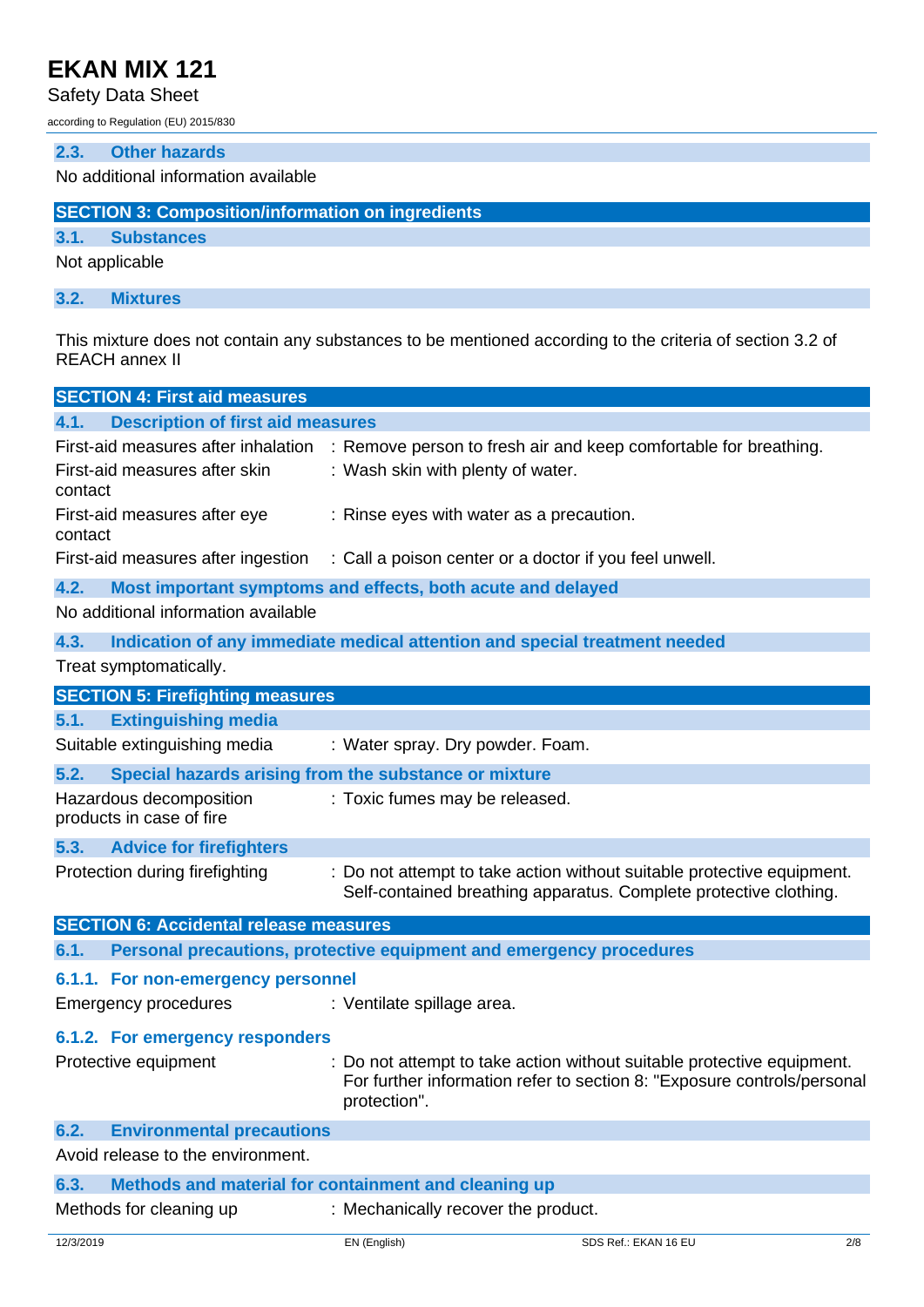### 2.3. Other hazards

No additional information available

## SECTION 3: Composition/information on ingredients

### 3.1. Substances

Not applicable

### 3.2. Mixtures

This mixture does not contain any substances to be mentioned according to the criteria of section 3.2 of REACH annex II

## SECTION 4: First aid measures

### 4.1. Description of first aid measures

| | |
|---|---|
| First-aid measures after inhalation | : Remove person to fresh air and keep comfortable for breathing. |
| First-aid measures after skin contact | : Wash skin with plenty of water. |
| First-aid measures after eye contact | : Rinse eyes with water as a precaution. |
| First-aid measures after ingestion | : Call a poison center or a doctor if you feel unwell. |

### 4.2. Most important symptoms and effects, both acute and delayed

No additional information available

### 4.3. Indication of any immediate medical attention and special treatment needed

Treat symptomatically.

## SECTION 5: Firefighting measures

### 5.1. Extinguishing media

| | |
|---|---|
| Suitable extinguishing media | : Water spray. Dry powder. Foam. |

### 5.2. Special hazards arising from the substance or mixture

| | |
|---|---|
| Hazardous decomposition products in case of fire | : Toxic fumes may be released. |

### 5.3. Advice for firefighters

| | |
|---|---|
| Protection during firefighting | : Do not attempt to take action without suitable protective equipment. Self-contained breathing apparatus. Complete protective clothing. |

## SECTION 6: Accidental release measures

### 6.1. Personal precautions, protective equipment and emergency procedures

#### 6.1.1. For non-emergency personnel

| | |
|---|---|
| Emergency procedures | : Ventilate spillage area. |

#### 6.1.2. For emergency responders

| | |
|---|---|
| Protective equipment | : Do not attempt to take action without suitable protective equipment. For further information refer to section 8: "Exposure controls/personal protection". |

### 6.2. Environmental precautions

Avoid release to the environment.

### 6.3. Methods and material for containment and cleaning up

| | |
|---|---|
| Methods for cleaning up | : Mechanically recover the product. |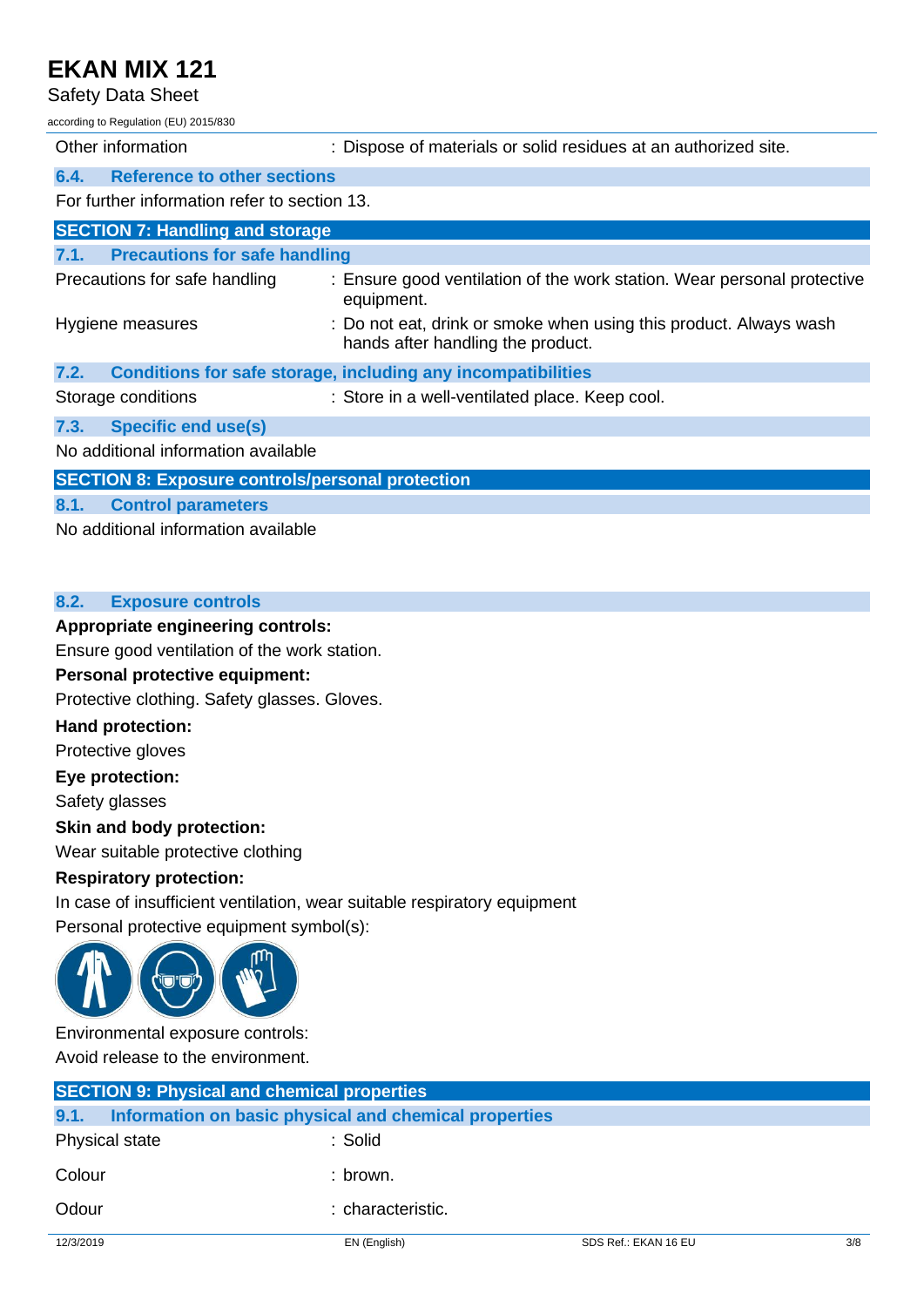| | |
|---|---|
| Other information | : Dispose of materials or solid residues at an authorized site. |

### 6.4. Reference to other sections

For further information refer to section 13.

## SECTION 7: Handling and storage

### 7.1. Precautions for safe handling

| | |
|---|---|
| Precautions for safe handling | : Ensure good ventilation of the work station. Wear personal protective equipment. |
| Hygiene measures | : Do not eat, drink or smoke when using this product. Always wash hands after handling the product. |

### 7.2. Conditions for safe storage, including any incompatibilities

| | |
|---|---|
| Storage conditions | : Store in a well-ventilated place. Keep cool. |

### 7.3. Specific end use(s)

No additional information available

## SECTION 8: Exposure controls/personal protection

### 8.1. Control parameters

No additional information available

### 8.2. Exposure controls

**Appropriate engineering controls:**

Ensure good ventilation of the work station.

**Personal protective equipment:**

Protective clothing. Safety glasses. Gloves.

**Hand protection:**

Protective gloves

**Eye protection:**

Safety glasses

**Skin and body protection:**

Wear suitable protective clothing

**Respiratory protection:**

In case of insufficient ventilation, wear suitable respiratory equipment

Personal protective equipment symbol(s):

Environmental exposure controls:

Avoid release to the environment.

## SECTION 9: Physical and chemical properties

### 9.1. Information on basic physical and chemical properties

| | |
|---|---|
| Physical state | : Solid |
| Colour | : brown. |
| Odour | : characteristic. |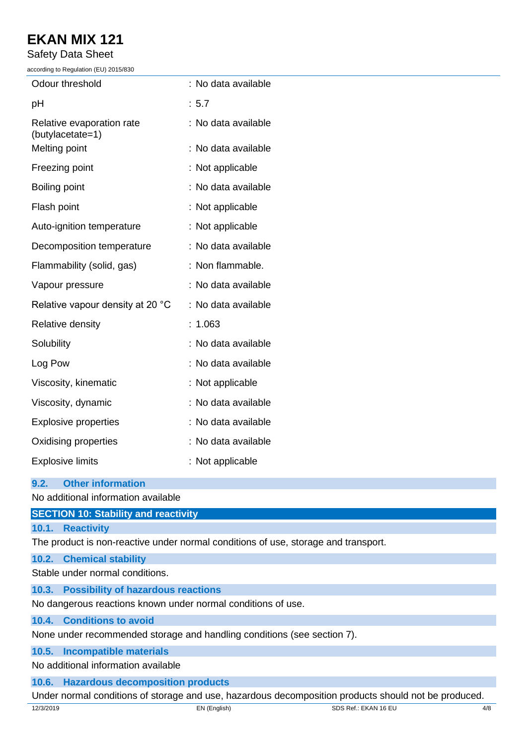| | |
|---|---|
| Odour threshold | : No data available |
| pH | : 5.7 |
| Relative evaporation rate (butylacetate=1) | : No data available |
| Melting point | : No data available |
| Freezing point | : Not applicable |
| Boiling point | : No data available |
| Flash point | : Not applicable |
| Auto-ignition temperature | : Not applicable |
| Decomposition temperature | : No data available |
| Flammability (solid, gas) | : Non flammable. |
| Vapour pressure | : No data available |
| Relative vapour density at 20 °C | : No data available |
| Relative density | : 1.063 |
| Solubility | : No data available |
| Log Pow | : No data available |
| Viscosity, kinematic | : Not applicable |
| Viscosity, dynamic | : No data available |
| Explosive properties | : No data available |
| Oxidising properties | : No data available |
| Explosive limits | : Not applicable |

### 9.2. Other information

No additional information available

## SECTION 10: Stability and reactivity

### 10.1. Reactivity

The product is non-reactive under normal conditions of use, storage and transport.

### 10.2. Chemical stability

Stable under normal conditions.

### 10.3. Possibility of hazardous reactions

No dangerous reactions known under normal conditions of use.

### 10.4. Conditions to avoid

None under recommended storage and handling conditions (see section 7).

### 10.5. Incompatible materials

No additional information available

### 10.6. Hazardous decomposition products

Under normal conditions of storage and use, hazardous decomposition products should not be produced.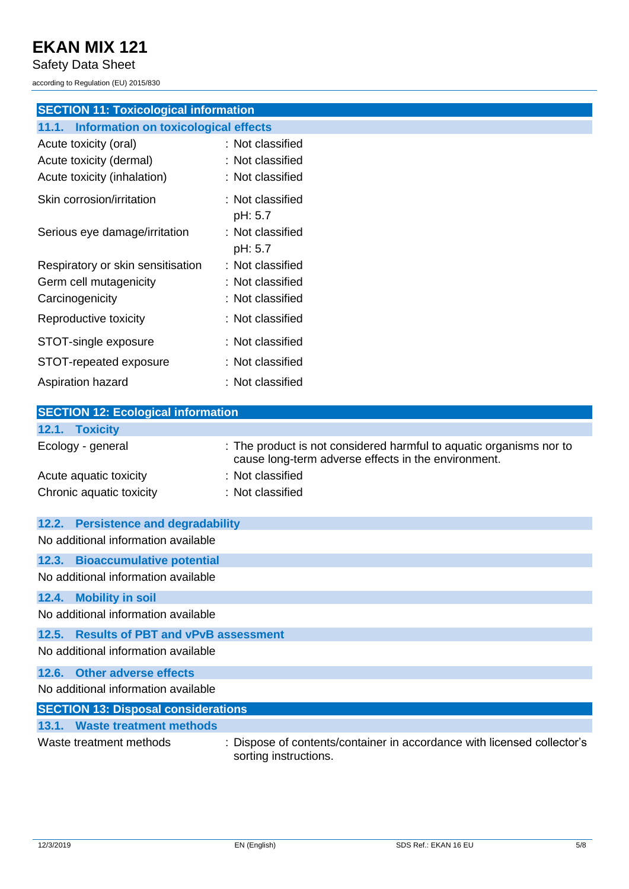## SECTION 11: Toxicological information

### 11.1. Information on toxicological effects

| | |
|---|---|
| Acute toxicity (oral) | : Not classified |
| Acute toxicity (dermal) | : Not classified |
| Acute toxicity (inhalation) | : Not classified |
| Skin corrosion/irritation | : Not classified<br>pH: 5.7 |
| Serious eye damage/irritation | : Not classified<br>pH: 5.7 |
| Respiratory or skin sensitisation | : Not classified |
| Germ cell mutagenicity | : Not classified |
| Carcinogenicity | : Not classified |
| Reproductive toxicity | : Not classified |
| STOT-single exposure | : Not classified |
| STOT-repeated exposure | : Not classified |
| Aspiration hazard | : Not classified |

## SECTION 12: Ecological information

### 12.1. Toxicity

| | |
|---|---|
| Ecology - general | : The product is not considered harmful to aquatic organisms nor to cause long-term adverse effects in the environment. |
| Acute aquatic toxicity | : Not classified |
| Chronic aquatic toxicity | : Not classified |

### 12.2. Persistence and degradability

No additional information available

### 12.3. Bioaccumulative potential

No additional information available

### 12.4. Mobility in soil

No additional information available

### 12.5. Results of PBT and vPvB assessment

No additional information available

### 12.6. Other adverse effects

No additional information available

## SECTION 13: Disposal considerations

### 13.1. Waste treatment methods

| | |
|---|---|
| Waste treatment methods | : Dispose of contents/container in accordance with licensed collector's sorting instructions. |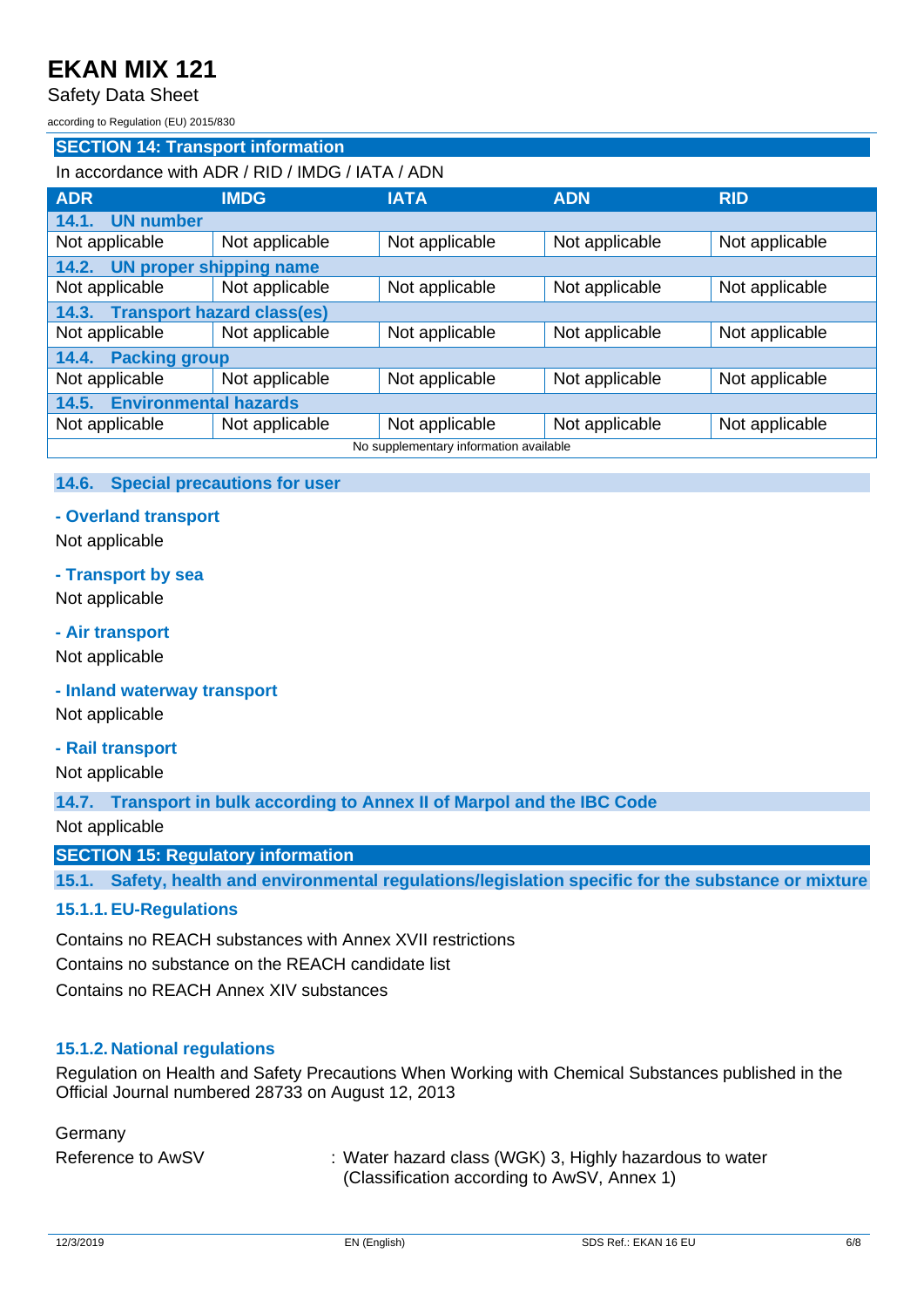## SECTION 14: Transport information

In accordance with ADR / RID / IMDG / IATA / ADN

| ADR | IMDG | IATA | ADN | RID |
|---|---|---|---|---|
| **14.1. UN number** | | | | |
| Not applicable | Not applicable | Not applicable | Not applicable | Not applicable |
| **14.2. UN proper shipping name** | | | | |
| Not applicable | Not applicable | Not applicable | Not applicable | Not applicable |
| **14.3. Transport hazard class(es)** | | | | |
| Not applicable | Not applicable | Not applicable | Not applicable | Not applicable |
| **14.4. Packing group** | | | | |
| Not applicable | Not applicable | Not applicable | Not applicable | Not applicable |
| **14.5. Environmental hazards** | | | | |
| Not applicable | Not applicable | Not applicable | Not applicable | Not applicable |
| No supplementary information available | | | | |

### 14.6. Special precautions for user

**- Overland transport**

Not applicable

**- Transport by sea**

Not applicable

**- Air transport**

Not applicable

**- Inland waterway transport**

Not applicable

**- Rail transport**

Not applicable

### 14.7. Transport in bulk according to Annex II of Marpol and the IBC Code

Not applicable

## SECTION 15: Regulatory information

### 15.1. Safety, health and environmental regulations/legislation specific for the substance or mixture

#### 15.1.1. EU-Regulations

Contains no REACH substances with Annex XVII restrictions

Contains no substance on the REACH candidate list

Contains no REACH Annex XIV substances

#### 15.1.2. National regulations

Regulation on Health and Safety Precautions When Working with Chemical Substances published in the Official Journal numbered 28733 on August 12, 2013

Germany

Reference to AwSV : Water hazard class (WGK) 3, Highly hazardous to water (Classification according to AwSV, Annex 1)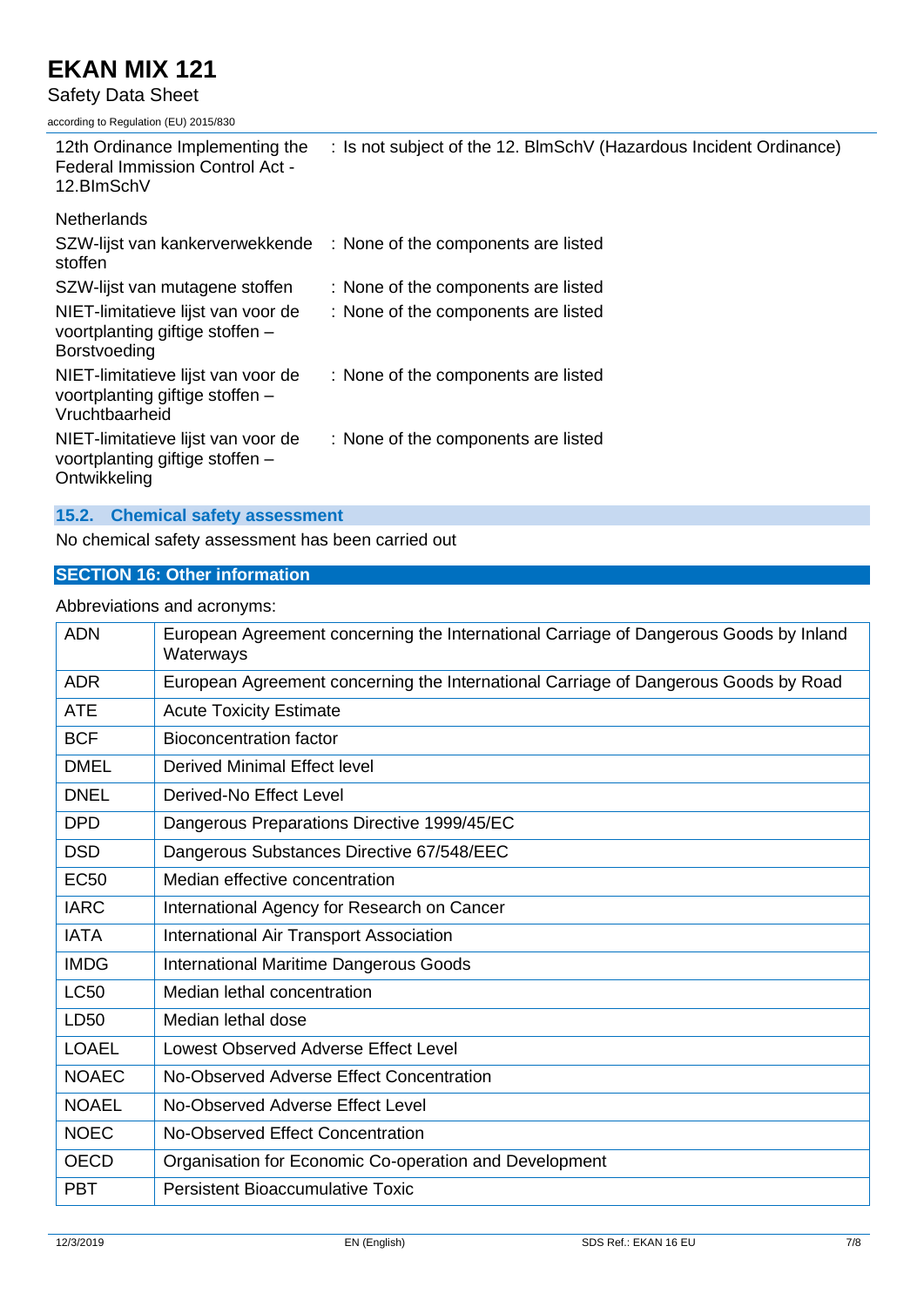| | |
|---|---|
| 12th Ordinance Implementing the Federal Immission Control Act - 12.BImSchV | : Is not subject of the 12. BlmSchV (Hazardous Incident Ordinance) |

Netherlands

| | |
|---|---|
| SZW-lijst van kankerverwekkende stoffen | : None of the components are listed |
| SZW-lijst van mutagene stoffen | : None of the components are listed |
| NIET-limitatieve lijst van voor de voortplanting giftige stoffen – Borstvoeding | : None of the components are listed |
| NIET-limitatieve lijst van voor de voortplanting giftige stoffen – Vruchtbaarheid | : None of the components are listed |
| NIET-limitatieve lijst van voor de voortplanting giftige stoffen – Ontwikkeling | : None of the components are listed |

### 15.2. Chemical safety assessment

No chemical safety assessment has been carried out

## SECTION 16: Other information

Abbreviations and acronyms:

| | |
|---|---|
| ADN | European Agreement concerning the International Carriage of Dangerous Goods by Inland Waterways |
| ADR | European Agreement concerning the International Carriage of Dangerous Goods by Road |
| ATE | Acute Toxicity Estimate |
| BCF | Bioconcentration factor |
| DMEL | Derived Minimal Effect level |
| DNEL | Derived-No Effect Level |
| DPD | Dangerous Preparations Directive 1999/45/EC |
| DSD | Dangerous Substances Directive 67/548/EEC |
| EC50 | Median effective concentration |
| IARC | International Agency for Research on Cancer |
| IATA | International Air Transport Association |
| IMDG | International Maritime Dangerous Goods |
| LC50 | Median lethal concentration |
| LD50 | Median lethal dose |
| LOAEL | Lowest Observed Adverse Effect Level |
| NOAEC | No-Observed Adverse Effect Concentration |
| NOAEL | No-Observed Adverse Effect Level |
| NOEC | No-Observed Effect Concentration |
| OECD | Organisation for Economic Co-operation and Development |
| PBT | Persistent Bioaccumulative Toxic |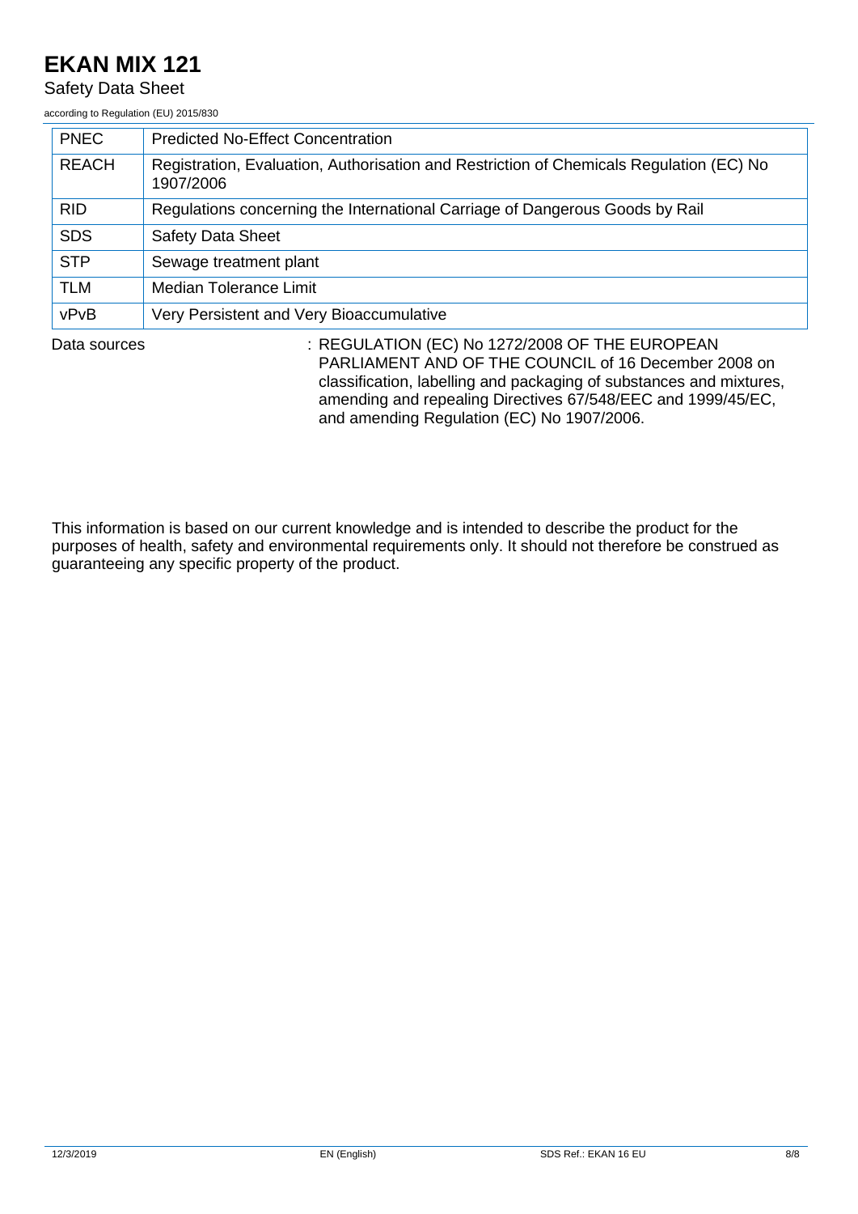| | |
|---|---|
| PNEC | Predicted No-Effect Concentration |
| REACH | Registration, Evaluation, Authorisation and Restriction of Chemicals Regulation (EC) No 1907/2006 |
| RID | Regulations concerning the International Carriage of Dangerous Goods by Rail |
| SDS | Safety Data Sheet |
| STP | Sewage treatment plant |
| TLM | Median Tolerance Limit |
| vPvB | Very Persistent and Very Bioaccumulative |

Data sources : REGULATION (EC) No 1272/2008 OF THE EUROPEAN PARLIAMENT AND OF THE COUNCIL of 16 December 2008 on classification, labelling and packaging of substances and mixtures, amending and repealing Directives 67/548/EEC and 1999/45/EC, and amending Regulation (EC) No 1907/2006.

This information is based on our current knowledge and is intended to describe the product for the purposes of health, safety and environmental requirements only. It should not therefore be construed as guaranteeing any specific property of the product.